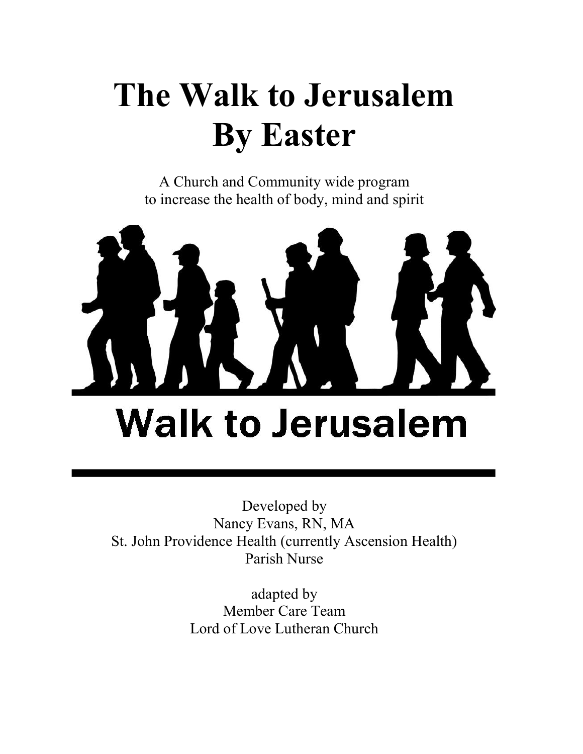# The Walk to Jerusalem By Easter

A Church and Community wide program
to increase the health of body, mind and spirit

**Walk to Jerusalem**

Developed by
Nancy Evans, RN, MA
St. John Providence Health (currently Ascension Health)
Parish Nurse

adapted by
Member Care Team
Lord of Love Lutheran Church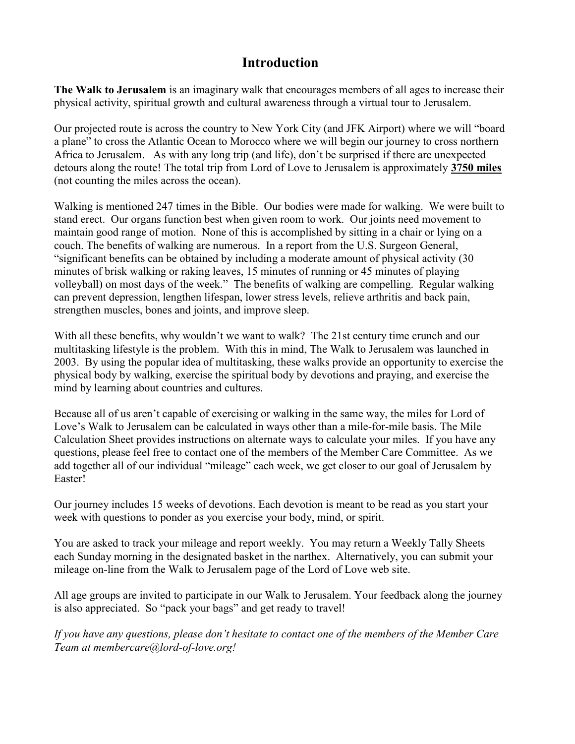# Introduction

**The Walk to Jerusalem** is an imaginary walk that encourages members of all ages to increase their physical activity, spiritual growth and cultural awareness through a virtual tour to Jerusalem.

Our projected route is across the country to New York City (and JFK Airport) where we will "board a plane" to cross the Atlantic Ocean to Morocco where we will begin our journey to cross northern Africa to Jerusalem. As with any long trip (and life), don't be surprised if there are unexpected detours along the route! The total trip from Lord of Love to Jerusalem is approximately **<u>3750 miles</u>** (not counting the miles across the ocean).

Walking is mentioned 247 times in the Bible. Our bodies were made for walking. We were built to stand erect. Our organs function best when given room to work. Our joints need movement to maintain good range of motion. None of this is accomplished by sitting in a chair or lying on a couch. The benefits of walking are numerous. In a report from the U.S. Surgeon General, "significant benefits can be obtained by including a moderate amount of physical activity (30 minutes of brisk walking or raking leaves, 15 minutes of running or 45 minutes of playing volleyball) on most days of the week." The benefits of walking are compelling. Regular walking can prevent depression, lengthen lifespan, lower stress levels, relieve arthritis and back pain, strengthen muscles, bones and joints, and improve sleep.

With all these benefits, why wouldn't we want to walk? The 21st century time crunch and our multitasking lifestyle is the problem. With this in mind, The Walk to Jerusalem was launched in 2003. By using the popular idea of multitasking, these walks provide an opportunity to exercise the physical body by walking, exercise the spiritual body by devotions and praying, and exercise the mind by learning about countries and cultures.

Because all of us aren't capable of exercising or walking in the same way, the miles for Lord of Love's Walk to Jerusalem can be calculated in ways other than a mile-for-mile basis. The Mile Calculation Sheet provides instructions on alternate ways to calculate your miles. If you have any questions, please feel free to contact one of the members of the Member Care Committee. As we add together all of our individual "mileage" each week, we get closer to our goal of Jerusalem by Easter!

Our journey includes 15 weeks of devotions. Each devotion is meant to be read as you start your week with questions to ponder as you exercise your body, mind, or spirit.

You are asked to track your mileage and report weekly. You may return a Weekly Tally Sheets each Sunday morning in the designated basket in the narthex. Alternatively, you can submit your mileage on-line from the Walk to Jerusalem page of the Lord of Love web site.

All age groups are invited to participate in our Walk to Jerusalem. Your feedback along the journey is also appreciated. So "pack your bags" and get ready to travel!

*If you have any questions, please don't hesitate to contact one of the members of the Member Care Team at membercare@lord-of-love.org!*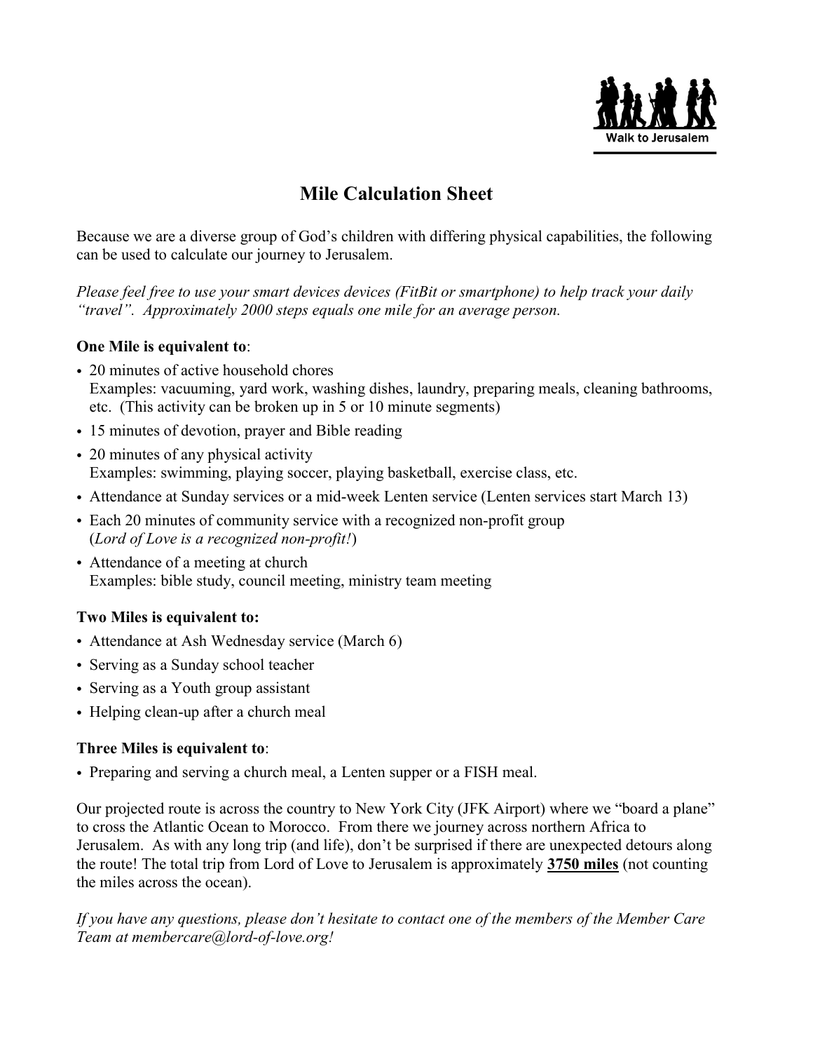Walk to Jerusalem

# Mile Calculation Sheet

Because we are a diverse group of God's children with differing physical capabilities, the following can be used to calculate our journey to Jerusalem.

*Please feel free to use your smart devices devices (FitBit or smartphone) to help track your daily "travel". Approximately 2000 steps equals one mile for an average person.*

**One Mile is equivalent to**:

- 20 minutes of active household chores
  Examples: vacuuming, yard work, washing dishes, laundry, preparing meals, cleaning bathrooms, etc. (This activity can be broken up in 5 or 10 minute segments)
- 15 minutes of devotion, prayer and Bible reading
- 20 minutes of any physical activity
  Examples: swimming, playing soccer, playing basketball, exercise class, etc.
- Attendance at Sunday services or a mid-week Lenten service (Lenten services start March 13)
- Each 20 minutes of community service with a recognized non-profit group
  (*Lord of Love is a recognized non-profit!*)
- Attendance of a meeting at church
  Examples: bible study, council meeting, ministry team meeting

**Two Miles is equivalent to:**

- Attendance at Ash Wednesday service (March 6)
- Serving as a Sunday school teacher
- Serving as a Youth group assistant
- Helping clean-up after a church meal

**Three Miles is equivalent to**:

- Preparing and serving a church meal, a Lenten supper or a FISH meal.

Our projected route is across the country to New York City (JFK Airport) where we "board a plane" to cross the Atlantic Ocean to Morocco. From there we journey across northern Africa to Jerusalem. As with any long trip (and life), don't be surprised if there are unexpected detours along the route! The total trip from Lord of Love to Jerusalem is approximately **3750 miles** (not counting the miles across the ocean).

*If you have any questions, please don't hesitate to contact one of the members of the Member Care Team at membercare@lord-of-love.org!*